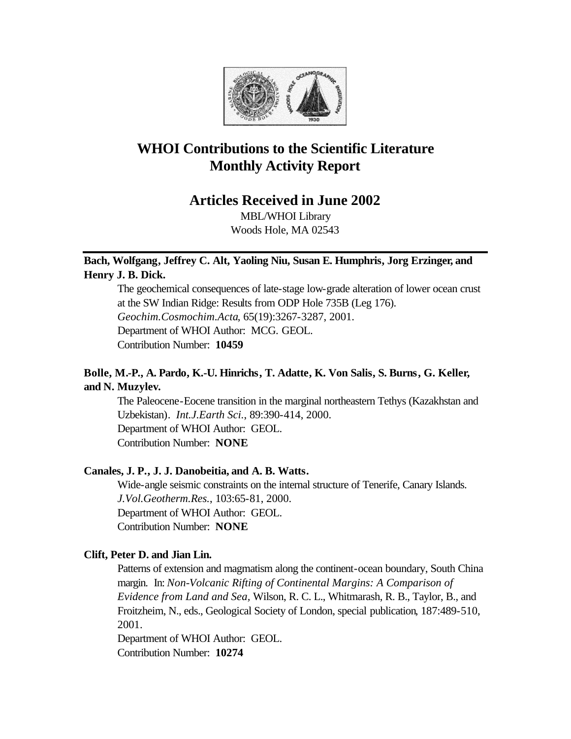# WHOI Contributions to the Scientific Literature Monthly Activity Report

## Articles Received in June 2002

MBL/WHOI Library
Woods Hole, MA 02543

---

**Bach, Wolfgang, Jeffrey C. Alt, Yaoling Niu, Susan E. Humphris, Jorg Erzinger, and Henry J. B. Dick.**

The geochemical consequences of late-stage low-grade alteration of lower ocean crust at the SW Indian Ridge: Results from ODP Hole 735B (Leg 176). *Geochim.Cosmochim.Acta*, 65(19):3267-3287, 2001.
Department of WHOI Author: MCG. GEOL.
Contribution Number: **10459**

**Bolle, M.-P., A. Pardo, K.-U. Hinrichs, T. Adatte, K. Von Salis, S. Burns, G. Keller, and N. Muzylev.**

The Paleocene-Eocene transition in the marginal northeastern Tethys (Kazakhstan and Uzbekistan). *Int.J.Earth Sci.*, 89:390-414, 2000.
Department of WHOI Author: GEOL.
Contribution Number: **NONE**

**Canales, J. P., J. J. Danobeitia, and A. B. Watts.**

Wide-angle seismic constraints on the internal structure of Tenerife, Canary Islands. *J.Vol.Geotherm.Res.*, 103:65-81, 2000.
Department of WHOI Author: GEOL.
Contribution Number: **NONE**

**Clift, Peter D. and Jian Lin.**

Patterns of extension and magmatism along the continent-ocean boundary, South China margin. In: *Non-Volcanic Rifting of Continental Margins: A Comparison of Evidence from Land and Sea,* Wilson, R. C. L., Whitmarash, R. B., Taylor, B., and Froitzheim, N., eds., Geological Society of London, special publication, 187:489-510, 2001.
Department of WHOI Author: GEOL.
Contribution Number: **10274**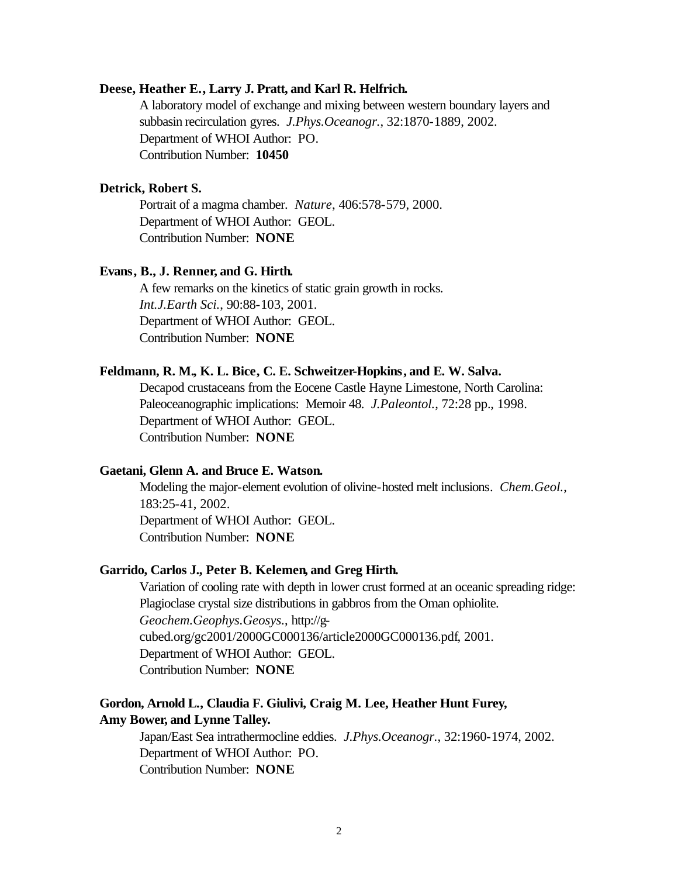**Deese, Heather E., Larry J. Pratt, and Karl R. Helfrich.**

A laboratory model of exchange and mixing between western boundary layers and subbasin recirculation gyres. *J.Phys.Oceanogr.*, 32:1870-1889, 2002.
Department of WHOI Author: PO.
Contribution Number: **10450**

**Detrick, Robert S.**

Portrait of a magma chamber. *Nature*, 406:578-579, 2000.
Department of WHOI Author: GEOL.
Contribution Number: **NONE**

**Evans, B., J. Renner, and G. Hirth.**

A few remarks on the kinetics of static grain growth in rocks. *Int.J.Earth Sci.*, 90:88-103, 2001.
Department of WHOI Author: GEOL.
Contribution Number: **NONE**

**Feldmann, R. M., K. L. Bice, C. E. Schweitzer-Hopkins, and E. W. Salva.**

Decapod crustaceans from the Eocene Castle Hayne Limestone, North Carolina: Paleoceanographic implications: Memoir 48. *J.Paleontol.*, 72:28 pp., 1998.
Department of WHOI Author: GEOL.
Contribution Number: **NONE**

**Gaetani, Glenn A. and Bruce E. Watson.**

Modeling the major-element evolution of olivine-hosted melt inclusions. *Chem.Geol.*, 183:25-41, 2002.
Department of WHOI Author: GEOL.
Contribution Number: **NONE**

**Garrido, Carlos J., Peter B. Kelemen, and Greg Hirth.**

Variation of cooling rate with depth in lower crust formed at an oceanic spreading ridge: Plagioclase crystal size distributions in gabbros from the Oman ophiolite. *Geochem.Geophys.Geosys.*, http://g-cubed.org/gc2001/2000GC000136/article2000GC000136.pdf, 2001.
Department of WHOI Author: GEOL.
Contribution Number: **NONE**

**Gordon, Arnold L., Claudia F. Giulivi, Craig M. Lee, Heather Hunt Furey, Amy Bower, and Lynne Talley.**

Japan/East Sea intrathermocline eddies. *J.Phys.Oceanogr.*, 32:1960-1974, 2002.
Department of WHOI Author: PO.
Contribution Number: **NONE**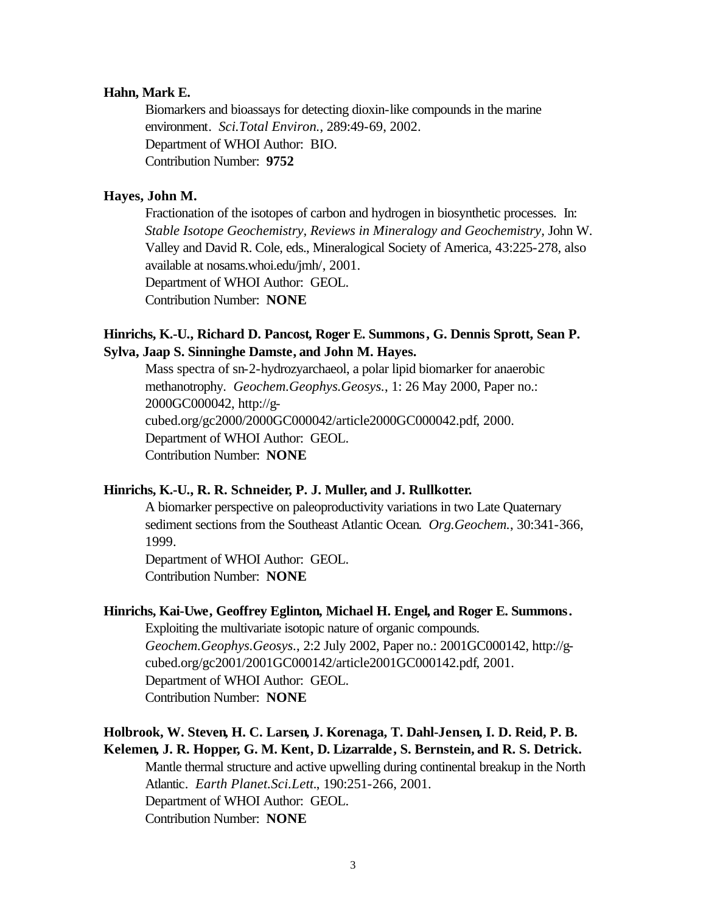**Hahn, Mark E.**

Biomarkers and bioassays for detecting dioxin-like compounds in the marine environment. *Sci.Total Environ.*, 289:49-69, 2002.
Department of WHOI Author: BIO.
Contribution Number: **9752**

**Hayes, John M.**

Fractionation of the isotopes of carbon and hydrogen in biosynthetic processes. In: *Stable Isotope Geochemistry, Reviews in Mineralogy and Geochemistry*, John W. Valley and David R. Cole, eds., Mineralogical Society of America, 43:225-278, also available at nosams.whoi.edu/jmh/, 2001.
Department of WHOI Author: GEOL.
Contribution Number: **NONE**

**Hinrichs, K.-U., Richard D. Pancost, Roger E. Summons, G. Dennis Sprott, Sean P. Sylva, Jaap S. Sinninghe Damste, and John M. Hayes.**

Mass spectra of sn-2-hydrozyarchaeol, a polar lipid biomarker for anaerobic methanotrophy. *Geochem.Geophys.Geosys.*, 1: 26 May 2000, Paper no.: 2000GC000042, http://g-cubed.org/gc2000/2000GC000042/article2000GC000042.pdf, 2000.
Department of WHOI Author: GEOL.
Contribution Number: **NONE**

**Hinrichs, K.-U., R. R. Schneider, P. J. Muller, and J. Rullkotter.**

A biomarker perspective on paleoproductivity variations in two Late Quaternary sediment sections from the Southeast Atlantic Ocean. *Org.Geochem.*, 30:341-366, 1999.
Department of WHOI Author: GEOL.
Contribution Number: **NONE**

**Hinrichs, Kai-Uwe, Geoffrey Eglinton, Michael H. Engel, and Roger E. Summons.**

Exploiting the multivariate isotopic nature of organic compounds. *Geochem.Geophys.Geosys.*, 2:2 July 2002, Paper no.: 2001GC000142, http://g-cubed.org/gc2001/2001GC000142/article2001GC000142.pdf, 2001.
Department of WHOI Author: GEOL.
Contribution Number: **NONE**

**Holbrook, W. Steven, H. C. Larsen, J. Korenaga, T. Dahl-Jensen, I. D. Reid, P. B. Kelemen, J. R. Hopper, G. M. Kent, D. Lizarralde, S. Bernstein, and R. S. Detrick.**

Mantle thermal structure and active upwelling during continental breakup in the North Atlantic. *Earth Planet.Sci.Lett.*, 190:251-266, 2001.
Department of WHOI Author: GEOL.
Contribution Number: **NONE**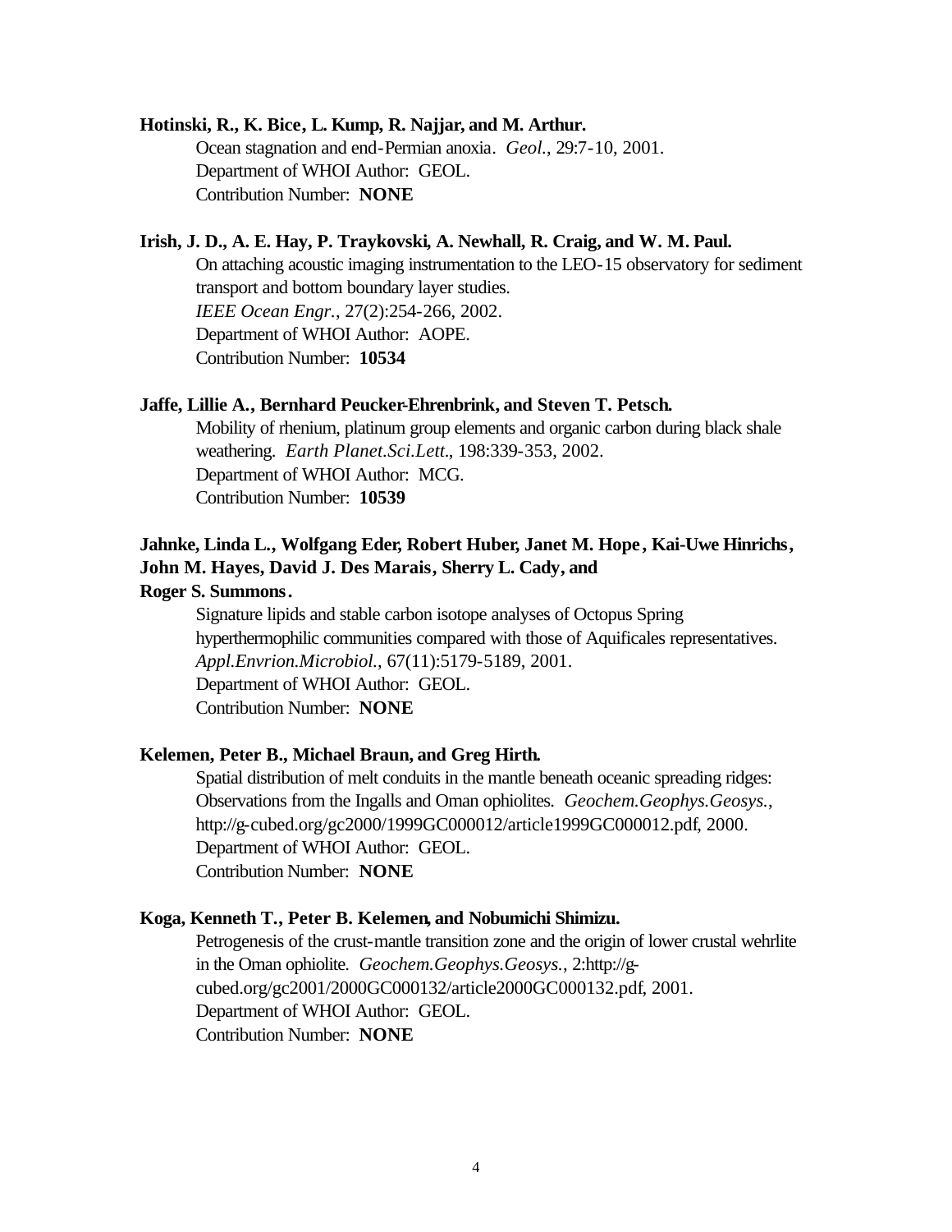**Hotinski, R., K. Bice, L. Kump, R. Najjar, and M. Arthur.**

Ocean stagnation and end-Permian anoxia. *Geol.*, 29:7-10, 2001.
Department of WHOI Author: GEOL.
Contribution Number: **NONE**

**Irish, J. D., A. E. Hay, P. Traykovski, A. Newhall, R. Craig, and W. M. Paul.**

On attaching acoustic imaging instrumentation to the LEO-15 observatory for sediment transport and bottom boundary layer studies.
*IEEE Ocean Engr.*, 27(2):254-266, 2002.
Department of WHOI Author: AOPE.
Contribution Number: **10534**

**Jaffe, Lillie A., Bernhard Peucker-Ehrenbrink, and Steven T. Petsch.**

Mobility of rhenium, platinum group elements and organic carbon during black shale weathering. *Earth Planet.Sci.Lett.*, 198:339-353, 2002.
Department of WHOI Author: MCG.
Contribution Number: **10539**

**Jahnke, Linda L., Wolfgang Eder, Robert Huber, Janet M. Hope, Kai-Uwe Hinrichs, John M. Hayes, David J. Des Marais, Sherry L. Cady, and Roger S. Summons.**

Signature lipids and stable carbon isotope analyses of Octopus Spring hyperthermophilic communities compared with those of Aquificales representatives. *Appl.Envrion.Microbiol.*, 67(11):5179-5189, 2001.
Department of WHOI Author: GEOL.
Contribution Number: **NONE**

**Kelemen, Peter B., Michael Braun, and Greg Hirth.**

Spatial distribution of melt conduits in the mantle beneath oceanic spreading ridges: Observations from the Ingalls and Oman ophiolites. *Geochem.Geophys.Geosys.*, http://g-cubed.org/gc2000/1999GC000012/article1999GC000012.pdf, 2000.
Department of WHOI Author: GEOL.
Contribution Number: **NONE**

**Koga, Kenneth T., Peter B. Kelemen, and Nobumichi Shimizu.**

Petrogenesis of the crust-mantle transition zone and the origin of lower crustal wehrlite in the Oman ophiolite. *Geochem.Geophys.Geosys.*, 2:http://g-cubed.org/gc2001/2000GC000132/article2000GC000132.pdf, 2001.
Department of WHOI Author: GEOL.
Contribution Number: **NONE**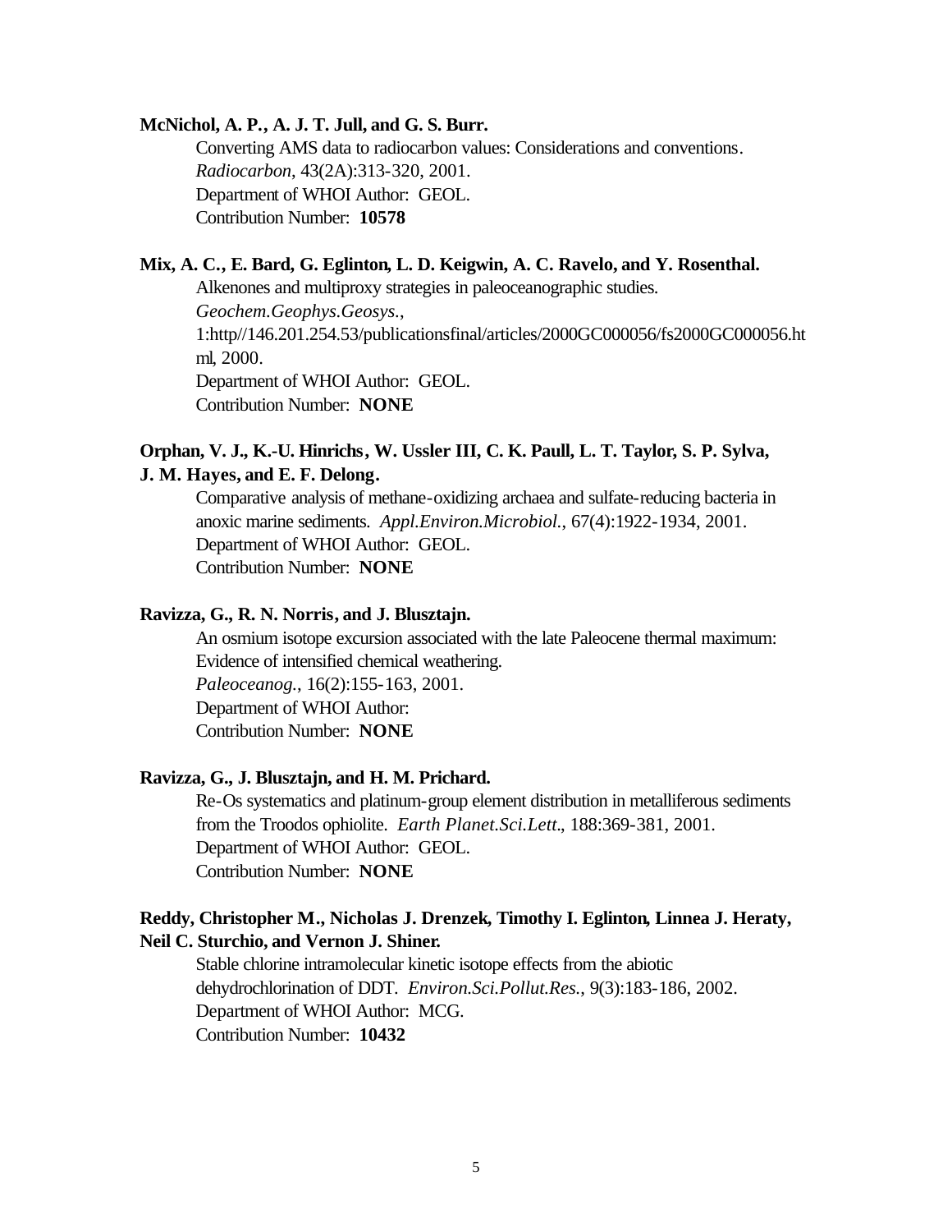**McNichol, A. P., A. J. T. Jull, and G. S. Burr.**

Converting AMS data to radiocarbon values: Considerations and conventions. *Radiocarbon*, 43(2A):313-320, 2001.
Department of WHOI Author: GEOL.
Contribution Number: **10578**

**Mix, A. C., E. Bard, G. Eglinton, L. D. Keigwin, A. C. Ravelo, and Y. Rosenthal.**

Alkenones and multiproxy strategies in paleoceanographic studies. *Geochem.Geophys.Geosys.*, 1:http//146.201.254.53/publicationsfinal/articles/2000GC000056/fs2000GC000056.html, 2000.
Department of WHOI Author: GEOL.
Contribution Number: **NONE**

**Orphan, V. J., K.-U. Hinrichs, W. Ussler III, C. K. Paull, L. T. Taylor, S. P. Sylva, J. M. Hayes, and E. F. Delong.**

Comparative analysis of methane-oxidizing archaea and sulfate-reducing bacteria in anoxic marine sediments. *Appl.Environ.Microbiol.*, 67(4):1922-1934, 2001.
Department of WHOI Author: GEOL.
Contribution Number: **NONE**

**Ravizza, G., R. N. Norris, and J. Blusztajn.**

An osmium isotope excursion associated with the late Paleocene thermal maximum: Evidence of intensified chemical weathering.
*Paleoceanog.*, 16(2):155-163, 2001.
Department of WHOI Author:
Contribution Number: **NONE**

**Ravizza, G., J. Blusztajn, and H. M. Prichard.**

Re-Os systematics and platinum-group element distribution in metalliferous sediments from the Troodos ophiolite. *Earth Planet.Sci.Lett.*, 188:369-381, 2001.
Department of WHOI Author: GEOL.
Contribution Number: **NONE**

**Reddy, Christopher M., Nicholas J. Drenzek, Timothy I. Eglinton, Linnea J. Heraty, Neil C. Sturchio, and Vernon J. Shiner.**

Stable chlorine intramolecular kinetic isotope effects from the abiotic dehydrochlorination of DDT. *Environ.Sci.Pollut.Res.*, 9(3):183-186, 2002.
Department of WHOI Author: MCG.
Contribution Number: **10432**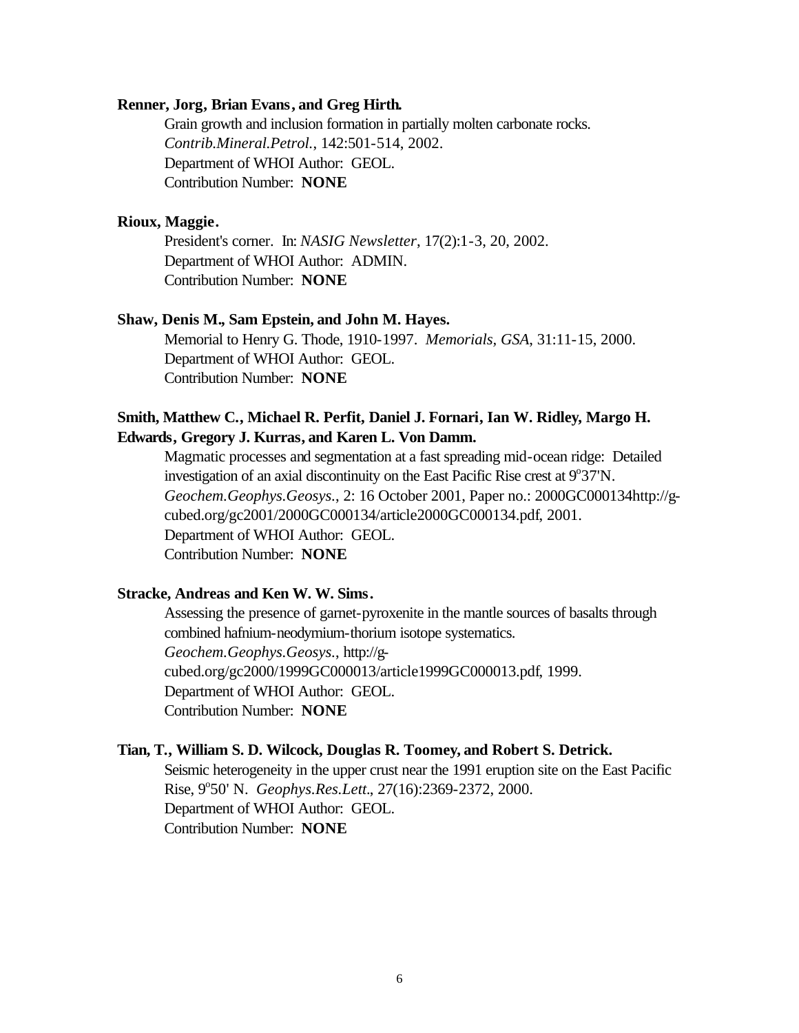**Renner, Jorg, Brian Evans, and Greg Hirth.**

Grain growth and inclusion formation in partially molten carbonate rocks.
*Contrib.Mineral.Petrol.*, 142:501-514, 2002.
Department of WHOI Author: GEOL.
Contribution Number: **NONE**

**Rioux, Maggie.**

President's corner. In: *NASIG Newsletter*, 17(2):1-3, 20, 2002.
Department of WHOI Author: ADMIN.
Contribution Number: **NONE**

**Shaw, Denis M., Sam Epstein, and John M. Hayes.**

Memorial to Henry G. Thode, 1910-1997. *Memorials, GSA*, 31:11-15, 2000.
Department of WHOI Author: GEOL.
Contribution Number: **NONE**

**Smith, Matthew C., Michael R. Perfit, Daniel J. Fornari, Ian W. Ridley, Margo H. Edwards, Gregory J. Kurras, and Karen L. Von Damm.**

Magmatic processes and segmentation at a fast spreading mid-ocean ridge: Detailed investigation of an axial discontinuity on the East Pacific Rise crest at 9°37'N.
*Geochem.Geophys.Geosys.*, 2: 16 October 2001, Paper no.: 2000GC000134http://g-cubed.org/gc2001/2000GC000134/article2000GC000134.pdf, 2001.
Department of WHOI Author: GEOL.
Contribution Number: **NONE**

**Stracke, Andreas and Ken W. W. Sims.**

Assessing the presence of garnet-pyroxenite in the mantle sources of basalts through combined hafnium-neodymium-thorium isotope systematics.
*Geochem.Geophys.Geosys.*, http://g-cubed.org/gc2000/1999GC000013/article1999GC000013.pdf, 1999.
Department of WHOI Author: GEOL.
Contribution Number: **NONE**

**Tian, T., William S. D. Wilcock, Douglas R. Toomey, and Robert S. Detrick.**

Seismic heterogeneity in the upper crust near the 1991 eruption site on the East Pacific Rise, 9°50' N. *Geophys.Res.Lett.*, 27(16):2369-2372, 2000.
Department of WHOI Author: GEOL.
Contribution Number: **NONE**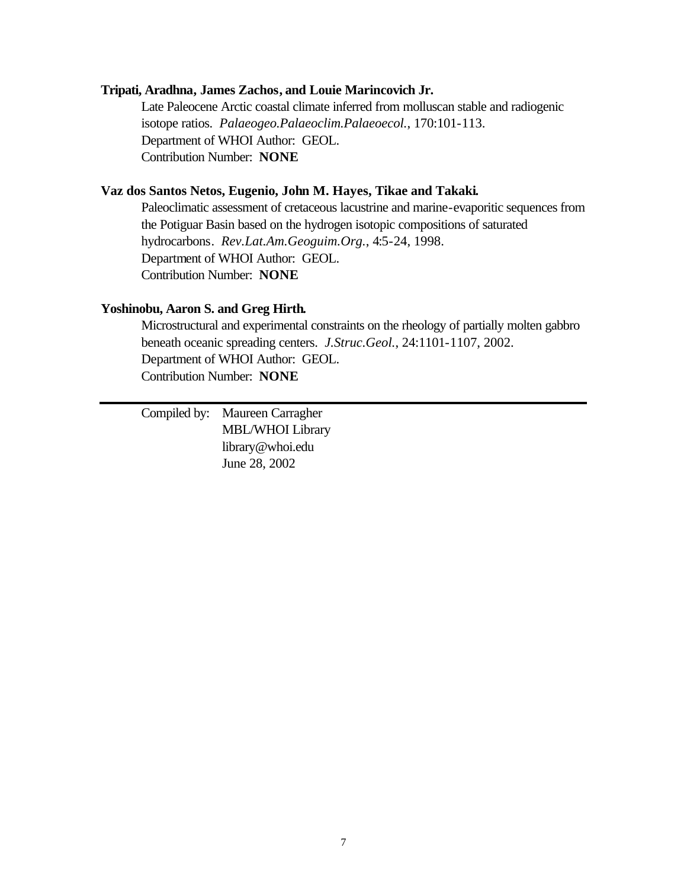**Tripati, Aradhna, James Zachos, and Louie Marincovich Jr.**

Late Paleocene Arctic coastal climate inferred from molluscan stable and radiogenic isotope ratios. *Palaeogeo.Palaeoclim.Palaeoecol.*, 170:101-113.
Department of WHOI Author: GEOL.
Contribution Number: **NONE**

**Vaz dos Santos Netos, Eugenio, John M. Hayes, Tikae and Takaki.**

Paleoclimatic assessment of cretaceous lacustrine and marine-evaporitic sequences from the Potiguar Basin based on the hydrogen isotopic compositions of saturated hydrocarbons. *Rev.Lat.Am.Geoguim.Org.*, 4:5-24, 1998.
Department of WHOI Author: GEOL.
Contribution Number: **NONE**

**Yoshinobu, Aaron S. and Greg Hirth.**

Microstructural and experimental constraints on the rheology of partially molten gabbro beneath oceanic spreading centers. *J.Struc.Geol.*, 24:1101-1107, 2002.
Department of WHOI Author: GEOL.
Contribution Number: **NONE**

---

Compiled by: Maureen Carragher
MBL/WHOI Library
library@whoi.edu
June 28, 2002